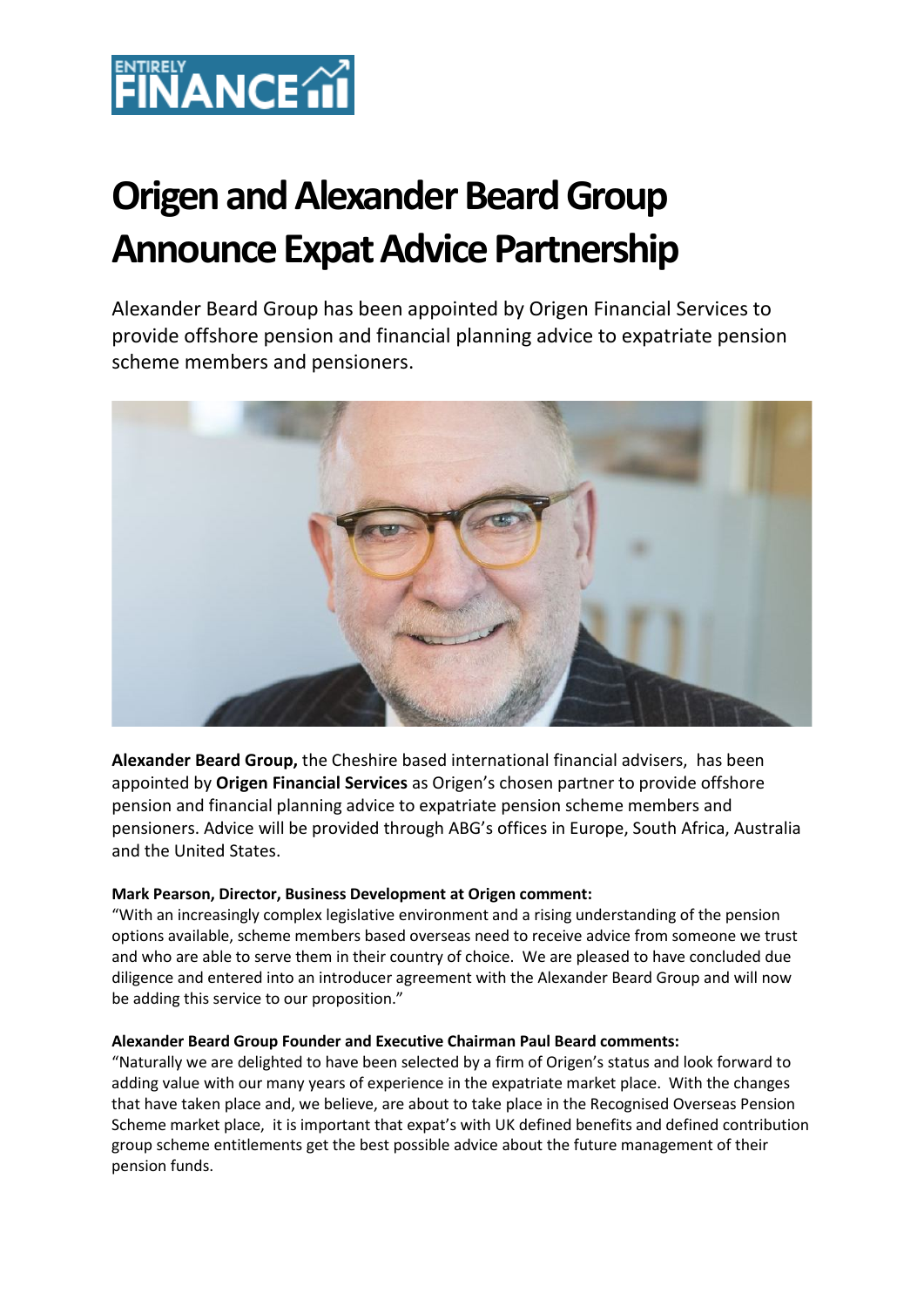# Origen and Alexander Beard Group Announce Expat Advice Partnership

Alexander Beard Group has been appointed by Origen Financial Services to provide offshore pension and financial planning advice to expatriate pension scheme members and pensioners.

**Alexander Beard Group,** the Cheshire based international financial advisers, has been appointed by **Origen Financial Services** as Origen's chosen partner to provide offshore pension and financial planning advice to expatriate pension scheme members and pensioners. Advice will be provided through ABG's offices in Europe, South Africa, Australia and the United States.

**Mark Pearson, Director, Business Development at Origen comment:**
"With an increasingly complex legislative environment and a rising understanding of the pension options available, scheme members based overseas need to receive advice from someone we trust and who are able to serve them in their country of choice. We are pleased to have concluded due diligence and entered into an introducer agreement with the Alexander Beard Group and will now be adding this service to our proposition."

**Alexander Beard Group Founder and Executive Chairman Paul Beard comments:**
"Naturally we are delighted to have been selected by a firm of Origen's status and look forward to adding value with our many years of experience in the expatriate market place. With the changes that have taken place and, we believe, are about to take place in the Recognised Overseas Pension Scheme market place, it is important that expat's with UK defined benefits and defined contribution group scheme entitlements get the best possible advice about the future management of their pension funds.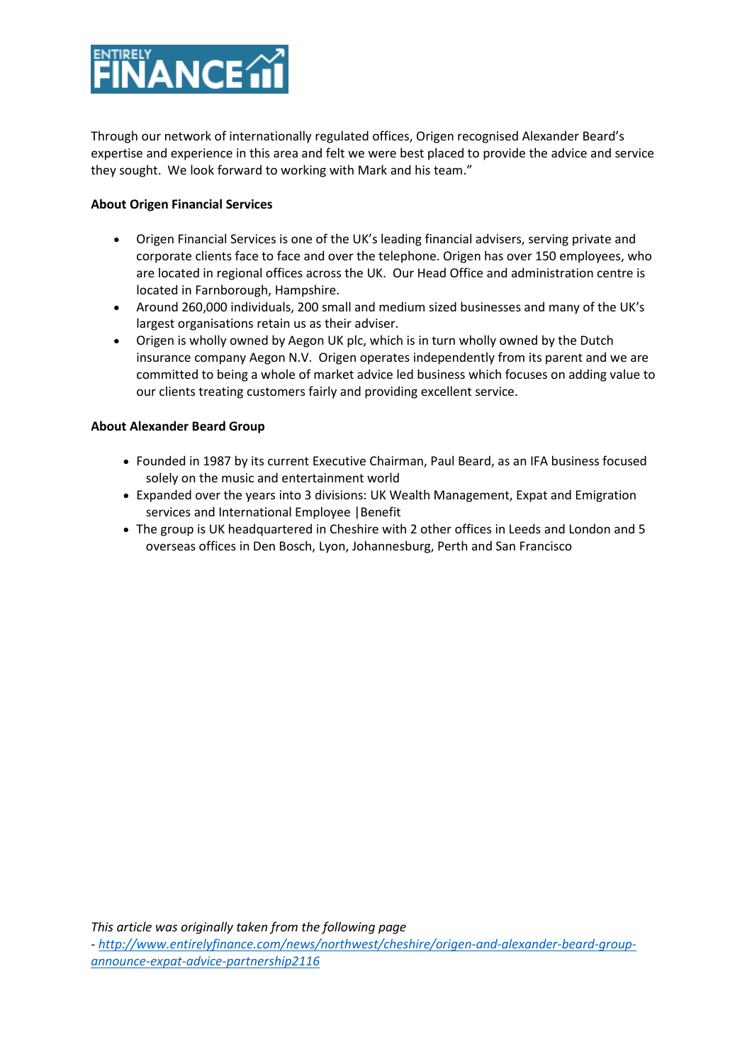Through our network of internationally regulated offices, Origen recognised Alexander Beard's expertise and experience in this area and felt we were best placed to provide the advice and service they sought. We look forward to working with Mark and his team."

**About Origen Financial Services**

- Origen Financial Services is one of the UK's leading financial advisers, serving private and corporate clients face to face and over the telephone. Origen has over 150 employees, who are located in regional offices across the UK. Our Head Office and administration centre is located in Farnborough, Hampshire.
- Around 260,000 individuals, 200 small and medium sized businesses and many of the UK's largest organisations retain us as their adviser.
- Origen is wholly owned by Aegon UK plc, which is in turn wholly owned by the Dutch insurance company Aegon N.V. Origen operates independently from its parent and we are committed to being a whole of market advice led business which focuses on adding value to our clients treating customers fairly and providing excellent service.

**About Alexander Beard Group**

- Founded in 1987 by its current Executive Chairman, Paul Beard, as an IFA business focused solely on the music and entertainment world
- Expanded over the years into 3 divisions: UK Wealth Management, Expat and Emigration services and International Employee |Benefit
- The group is UK headquartered in Cheshire with 2 other offices in Leeds and London and 5 overseas offices in Den Bosch, Lyon, Johannesburg, Perth and San Francisco

*This article was originally taken from the following page*
- *http://www.entirelyfinance.com/news/northwest/cheshire/origen-and-alexander-beard-group-announce-expat-advice-partnership2116*